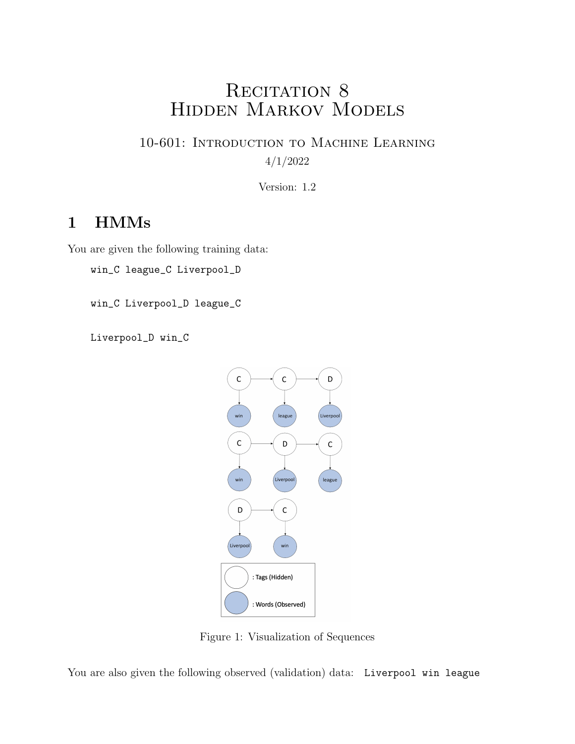# Recitation 8
# Hidden Markov Models

## 10-601: Introduction to Machine Learning

4/1/2022

Version: 1.2

## 1 HMMs

You are given the following training data:

```
win_C league_C Liverpool_D

win_C Liverpool_D league_C

Liverpool_D win_C
```

Figure 1: Visualization of Sequences

You are also given the following observed (validation) data: `Liverpool win league`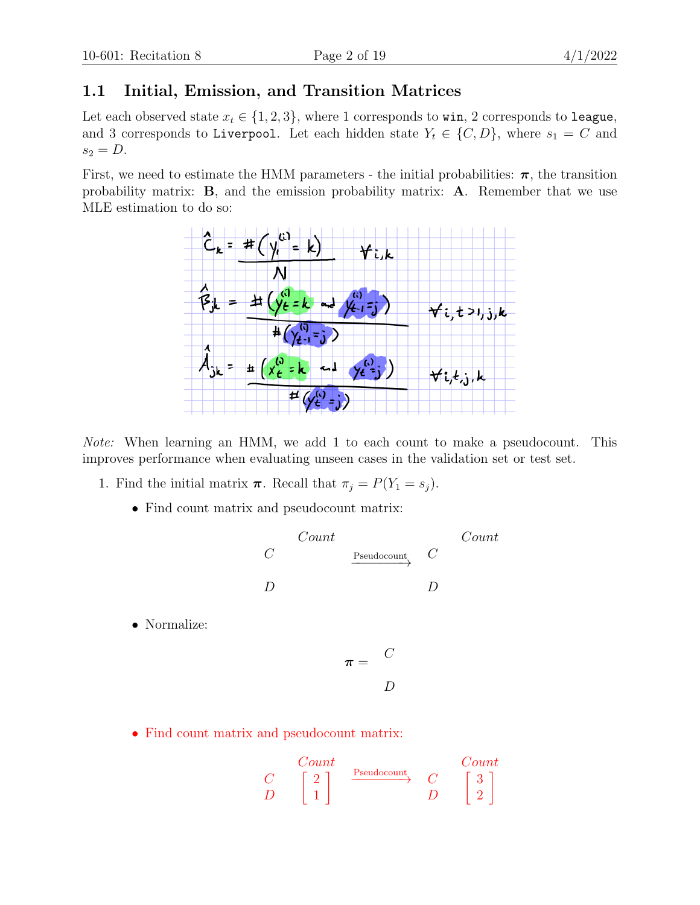### 1.1 Initial, Emission, and Transition Matrices

Let each observed state $x_t \in \{1, 2, 3\}$, where 1 corresponds to `win`, 2 corresponds to `league`, and 3 corresponds to `Liverpool`. Let each hidden state $Y_t \in \{C, D\}$, where $s_1 = C$ and $s_2 = D$.

First, we need to estimate the HMM parameters - the initial probabilities: $\boldsymbol{\pi}$, the transition probability matrix: $\mathbf{B}$, and the emission probability matrix: $\mathbf{A}$. Remember that we use MLE estimation to do so:

$$\hat{C}_k = \frac{\#(y_1^{(i)} = k)}{N} \quad \forall i, k$$

$$\hat{B}_{jk} = \frac{\#(y_t^{(i)} = k \text{ and } y_{t-1}^{(i)} = j)}{\#(y_{t-1}^{(i)} = j)} \quad \forall i, t > 1, j, k$$

$$\hat{A}_{jk} = \frac{\#(x_t^{(i)} = k \text{ and } y_t^{(i)} = j)}{\#(y_t^{(i)} = j)} \quad \forall i, t, j, k$$

*Note:* When learning an HMM, we add 1 to each count to make a pseudocount. This improves performance when evaluating unseen cases in the validation set or test set.

1. Find the initial matrix $\boldsymbol{\pi}$. Recall that $\pi_j = P(Y_1 = s_j)$.

   - Find count matrix and pseudocount matrix:

$$\begin{array}{cc} & Count \\ C & \\ D & \end{array} \xrightarrow{\text{Pseudocount}} \begin{array}{cc} & Count \\ C & \\ D & \end{array}$$

   - Normalize:

$$\boldsymbol{\pi} = \begin{array}{c} C \\ D \end{array}$$

   - Find count matrix and pseudocount matrix:

$$\begin{array}{cc} & Count \\ C & \\ D & \end{array} \begin{bmatrix} 2 \\ 1 \end{bmatrix} \xrightarrow{\text{Pseudocount}} \begin{array}{cc} & Count \\ C & \\ D & \end{array} \begin{bmatrix} 3 \\ 2 \end{bmatrix}$$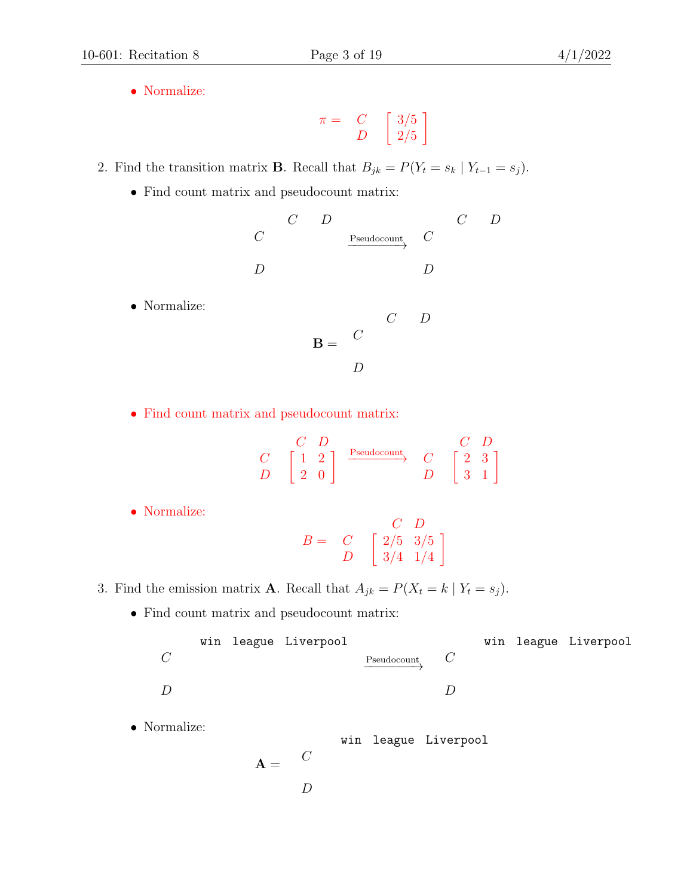- Normalize:

$$\pi = \begin{matrix} C \\ D \end{matrix} \begin{bmatrix} 3/5 \\ 2/5 \end{bmatrix}$$

2. Find the transition matrix $\mathbf{B}$. Recall that $B_{jk} = P(Y_t = s_k \mid Y_{t-1} = s_j)$.

   - Find count matrix and pseudocount matrix:

$$\begin{matrix} & C & D \\ C & & \\ D & & \end{matrix} \xrightarrow{\text{Pseudocount}} \begin{matrix} & C & D \\ C & & \\ D & & \end{matrix}$$

   - Normalize:

$$\mathbf{B} = \begin{matrix} & C & D \\ C & & \\ D & & \end{matrix}$$

   - Find count matrix and pseudocount matrix:

$$\begin{matrix} & \begin{matrix} C & D \end{matrix} \\ \begin{matrix} C \\ D \end{matrix} & \begin{bmatrix} 1 & 2 \\ 2 & 0 \end{bmatrix} \end{matrix} \xrightarrow{\text{Pseudocount}} \begin{matrix} & \begin{matrix} C & D \end{matrix} \\ \begin{matrix} C \\ D \end{matrix} & \begin{bmatrix} 2 & 3 \\ 3 & 1 \end{bmatrix} \end{matrix}$$

   - Normalize:

$$B = \begin{matrix} & \begin{matrix} C & D \end{matrix} \\ \begin{matrix} C \\ D \end{matrix} & \begin{bmatrix} 2/5 & 3/5 \\ 3/4 & 1/4 \end{bmatrix} \end{matrix}$$

3. Find the emission matrix $\mathbf{A}$. Recall that $A_{jk} = P(X_t = k \mid Y_t = s_j)$.

   - Find count matrix and pseudocount matrix:

$$\begin{matrix} & \texttt{win} & \texttt{league} & \texttt{Liverpool} \\ C & & & \\ D & & & \end{matrix} \xrightarrow{\text{Pseudocount}} \begin{matrix} & \texttt{win} & \texttt{league} & \texttt{Liverpool} \\ C & & & \\ D & & & \end{matrix}$$

   - Normalize:

$$\mathbf{A} = \begin{matrix} & \texttt{win} & \texttt{league} & \texttt{Liverpool} \\ C & & & \\ D & & & \end{matrix}$$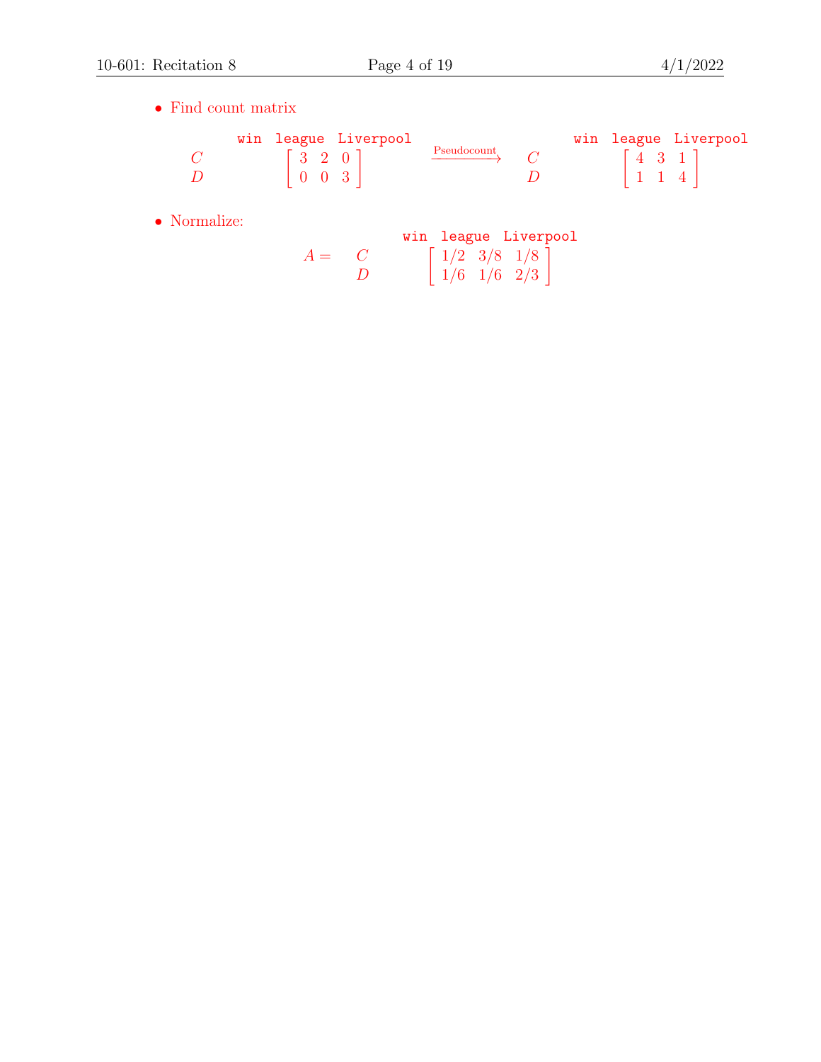- Find count matrix

$$
\begin{array}{c} \\ C \\ D \end{array}
\begin{array}{c} \texttt{win} \quad \texttt{league} \quad \texttt{Liverpool} \\ \begin{bmatrix} 3 & 2 & 0 \\ 0 & 0 & 3 \end{bmatrix} \end{array}
\xrightarrow{\text{Pseudocount}}
\begin{array}{c} \\ C \\ D \end{array}
\begin{array}{c} \texttt{win} \quad \texttt{league} \quad \texttt{Liverpool} \\ \begin{bmatrix} 4 & 3 & 1 \\ 1 & 1 & 4 \end{bmatrix} \end{array}
$$

- Normalize:

$$
A = \begin{array}{c} \\ C \\ D \end{array}
\begin{array}{c} \texttt{win} \quad \texttt{league} \quad \texttt{Liverpool} \\ \begin{bmatrix} 1/2 & 3/8 & 1/8 \\ 1/6 & 1/6 & 2/3 \end{bmatrix} \end{array}
$$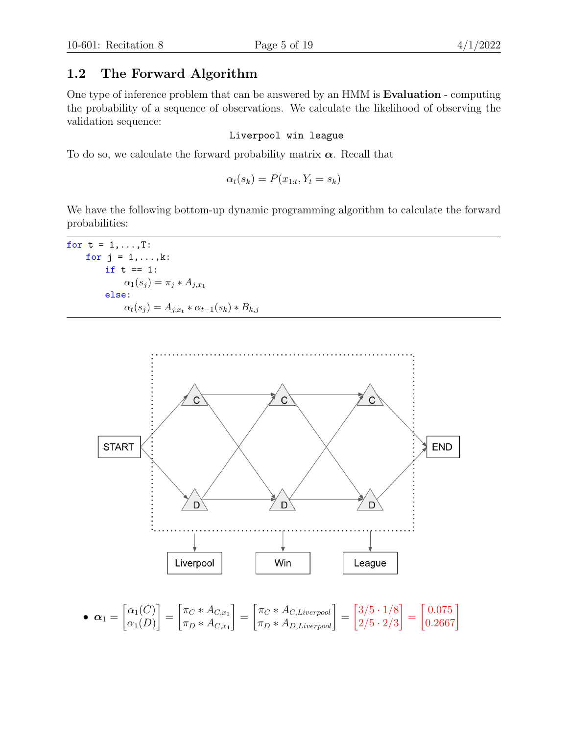## 1.2 The Forward Algorithm

One type of inference problem that can be answered by an HMM is **Evaluation** - computing the probability of a sequence of observations. We calculate the likelihood of observing the validation sequence:

```
Liverpool win league
```

To do so, we calculate the forward probability matrix $\boldsymbol{\alpha}$. Recall that

$$\alpha_t(s_k) = P(x_{1:t}, Y_t = s_k)$$

We have the following bottom-up dynamic programming algorithm to calculate the forward probabilities:

```
for t = 1,...,T:
    for j = 1,...,k:
        if t == 1:
            α_1(s_j) = π_j * A_{j,x_1}
        else:
            α_t(s_j) = A_{j,x_t} * α_{t-1}(s_k) * B_{k,j}
```

- $\boldsymbol{\alpha}_1 = \begin{bmatrix} \alpha_1(C) \\ \alpha_1(D) \end{bmatrix} = \begin{bmatrix} \pi_C * A_{C,x_1} \\ \pi_D * A_{C,x_1} \end{bmatrix} = \begin{bmatrix} \pi_C * A_{C,Liverpool} \\ \pi_D * A_{D,Liverpool} \end{bmatrix} = \begin{bmatrix} 3/5 \cdot 1/8 \\ 2/5 \cdot 2/3 \end{bmatrix} = \begin{bmatrix} 0.075 \\ 0.2667 \end{bmatrix}$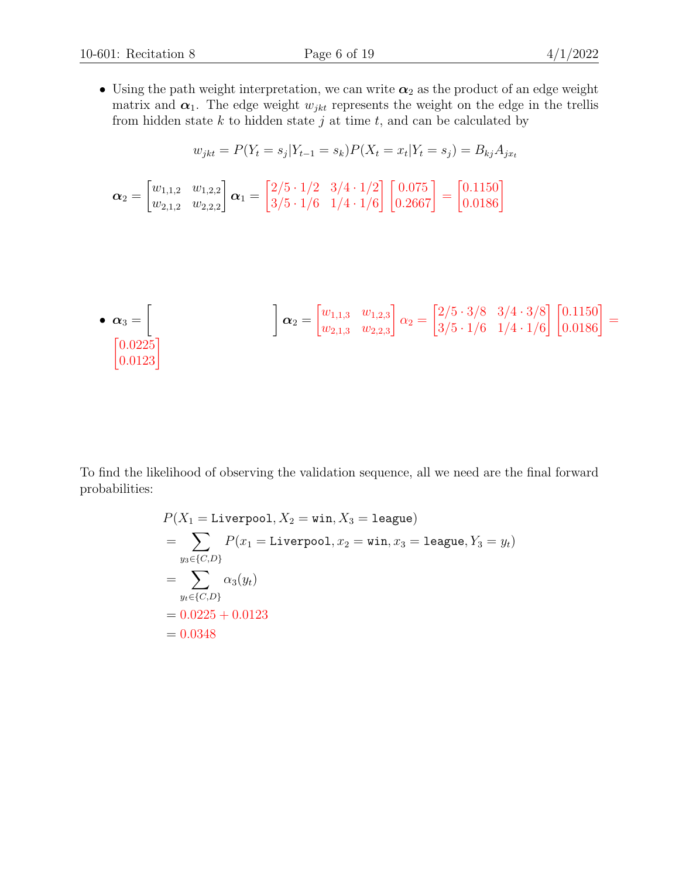- Using the path weight interpretation, we can write $\boldsymbol{\alpha}_2$ as the product of an edge weight matrix and $\boldsymbol{\alpha}_1$. The edge weight $w_{jkt}$ represents the weight on the edge in the trellis from hidden state $k$ to hidden state $j$ at time $t$, and can be calculated by

$$w_{jkt} = P(Y_t = s_j | Y_{t-1} = s_k) P(X_t = x_t | Y_t = s_j) = B_{kj} A_{jx_t}$$

$$\boldsymbol{\alpha}_2 = \begin{bmatrix} w_{1,1,2} & w_{1,2,2} \\ w_{2,1,2} & w_{2,2,2} \end{bmatrix} \boldsymbol{\alpha}_1 = \begin{bmatrix} 2/5 \cdot 1/2 & 3/4 \cdot 1/2 \\ 3/5 \cdot 1/6 & 1/4 \cdot 1/6 \end{bmatrix} \begin{bmatrix} 0.075 \\ 0.2667 \end{bmatrix} = \begin{bmatrix} 0.1150 \\ 0.0186 \end{bmatrix}$$

- $\boldsymbol{\alpha}_3 = \begin{bmatrix} \quad \end{bmatrix} \boldsymbol{\alpha}_2 = \begin{bmatrix} w_{1,1,3} & w_{1,2,3} \\ w_{2,1,3} & w_{2,2,3} \end{bmatrix} \alpha_2 = \begin{bmatrix} 2/5 \cdot 3/8 & 3/4 \cdot 3/8 \\ 3/5 \cdot 1/6 & 1/4 \cdot 1/6 \end{bmatrix} \begin{bmatrix} 0.1150 \\ 0.0186 \end{bmatrix} = \begin{bmatrix} 0.0225 \\ 0.0123 \end{bmatrix}$

To find the likelihood of observing the validation sequence, all we need are the final forward probabilities:

$$\begin{aligned}
&P(X_1 = \texttt{Liverpool}, X_2 = \texttt{win}, X_3 = \texttt{league}) \\
&= \sum_{y_3 \in \{C,D\}} P(x_1 = \texttt{Liverpool}, x_2 = \texttt{win}, x_3 = \texttt{league}, Y_3 = y_t) \\
&= \sum_{y_t \in \{C,D\}} \alpha_3(y_t) \\
&= 0.0225 + 0.0123 \\
&= 0.0348
\end{aligned}$$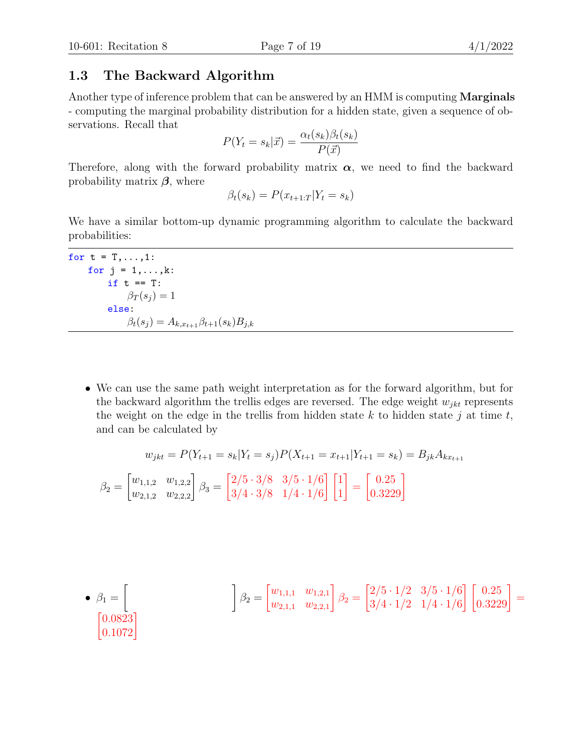## 1.3 The Backward Algorithm

Another type of inference problem that can be answered by an HMM is computing **Marginals** - computing the marginal probability distribution for a hidden state, given a sequence of observations. Recall that

$$P(Y_t = s_k | \vec{x}) = \frac{\alpha_t(s_k)\beta_t(s_k)}{P(\vec{x})}$$

Therefore, along with the forward probability matrix $\boldsymbol{\alpha}$, we need to find the backward probability matrix $\boldsymbol{\beta}$, where

$$\beta_t(s_k) = P(x_{t+1:T} | Y_t = s_k)$$

We have a similar bottom-up dynamic programming algorithm to calculate the backward probabilities:

```
for t = T,...,1:
    for j = 1,...,k:
        if t == T:
            β_T(s_j) = 1
        else:
            β_t(s_j) = A_{k,x_{t+1}} β_{t+1}(s_k) B_{j,k}
```

- We can use the same path weight interpretation as for the forward algorithm, but for the backward algorithm the trellis edges are reversed. The edge weight $w_{jkt}$ represents the weight on the edge in the trellis from hidden state $k$ to hidden state $j$ at time $t$, and can be calculated by

$$w_{jkt} = P(Y_{t+1} = s_k | Y_t = s_j) P(X_{t+1} = x_{t+1} | Y_{t+1} = s_k) = B_{jk} A_{kx_{t+1}}$$

$$\beta_2 = \begin{bmatrix} w_{1,1,2} & w_{1,2,2} \\ w_{2,1,2} & w_{2,2,2} \end{bmatrix} \beta_3 = \begin{bmatrix} 2/5 \cdot 3/8 & 3/5 \cdot 1/6 \\ 3/4 \cdot 3/8 & 1/4 \cdot 1/6 \end{bmatrix} \begin{bmatrix} 1 \\ 1 \end{bmatrix} = \begin{bmatrix} 0.25 \\ 0.3229 \end{bmatrix}$$

- $\beta_1 = \begin{bmatrix} & \end{bmatrix} \beta_2 = \begin{bmatrix} w_{1,1,1} & w_{1,2,1} \\ w_{2,1,1} & w_{2,2,1} \end{bmatrix} \beta_2 = \begin{bmatrix} 2/5 \cdot 1/2 & 3/5 \cdot 1/6 \\ 3/4 \cdot 1/2 & 1/4 \cdot 1/6 \end{bmatrix} \begin{bmatrix} 0.25 \\ 0.3229 \end{bmatrix} = \begin{bmatrix} 0.0823 \\ 0.1072 \end{bmatrix}$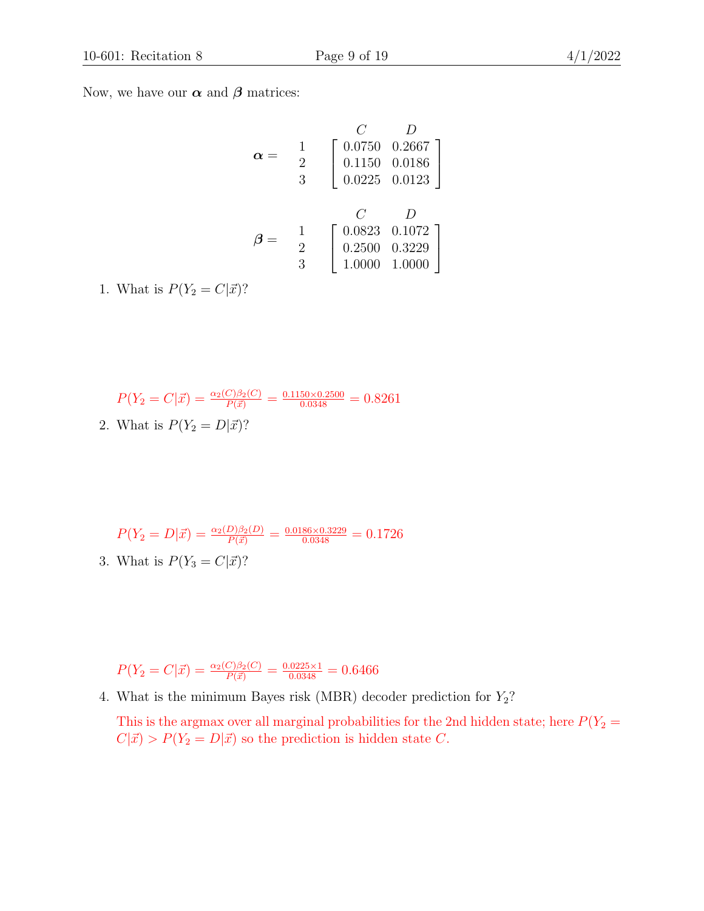Now, we have our $\boldsymbol{\alpha}$ and $\boldsymbol{\beta}$ matrices:

$$\boldsymbol{\alpha} = \begin{matrix} \\ 1 \\ 2 \\ 3 \end{matrix} \begin{matrix} \begin{matrix} C & \quad D \end{matrix} \\ \begin{bmatrix} 0.0750 & 0.2667 \\ 0.1150 & 0.0186 \\ 0.0225 & 0.0123 \end{bmatrix} \end{matrix}$$

$$\boldsymbol{\beta} = \begin{matrix} \\ 1 \\ 2 \\ 3 \end{matrix} \begin{matrix} \begin{matrix} C & \quad D \end{matrix} \\ \begin{bmatrix} 0.0823 & 0.1072 \\ 0.2500 & 0.3229 \\ 1.0000 & 1.0000 \end{bmatrix} \end{matrix}$$

1. What is $P(Y_2 = C|\vec{x})$?

   $P(Y_2 = C|\vec{x}) = \frac{\alpha_2(C)\beta_2(C)}{P(\vec{x})} = \frac{0.1150 \times 0.2500}{0.0348} = 0.8261$

2. What is $P(Y_2 = D|\vec{x})$?

   $P(Y_2 = D|\vec{x}) = \frac{\alpha_2(D)\beta_2(D)}{P(\vec{x})} = \frac{0.0186 \times 0.3229}{0.0348} = 0.1726$

3. What is $P(Y_3 = C|\vec{x})$?

   $P(Y_2 = C|\vec{x}) = \frac{\alpha_2(C)\beta_2(C)}{P(\vec{x})} = \frac{0.0225 \times 1}{0.0348} = 0.6466$

4. What is the minimum Bayes risk (MBR) decoder prediction for $Y_2$?

   This is the argmax over all marginal probabilities for the 2nd hidden state; here $P(Y_2 = C|\vec{x}) > P(Y_2 = D|\vec{x})$ so the prediction is hidden state $C$.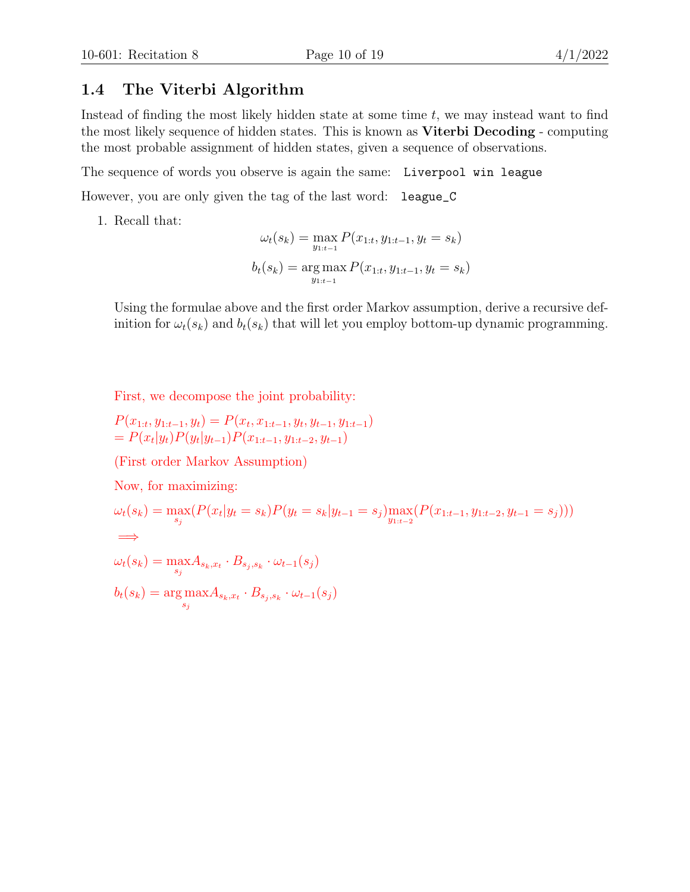## 1.4 The Viterbi Algorithm

Instead of finding the most likely hidden state at some time $t$, we may instead want to find the most likely sequence of hidden states. This is known as **Viterbi Decoding** - computing the most probable assignment of hidden states, given a sequence of observations.

The sequence of words you observe is again the same: `Liverpool win league`

However, you are only given the tag of the last word: `league_C`

1. Recall that:

$$\omega_t(s_k) = \max_{y_{1:t-1}} P(x_{1:t}, y_{1:t-1}, y_t = s_k)$$

$$b_t(s_k) = \arg\max_{y_{1:t-1}} P(x_{1:t}, y_{1:t-1}, y_t = s_k)$$

Using the formulae above and the first order Markov assumption, derive a recursive definition for $\omega_t(s_k)$ and $b_t(s_k)$ that will let you employ bottom-up dynamic programming.

First, we decompose the joint probability:

$P(x_{1:t}, y_{1:t-1}, y_t) = P(x_t, x_{1:t-1}, y_t, y_{t-1}, y_{1:t-1})$
$= P(x_t|y_t)P(y_t|y_{t-1})P(x_{1:t-1}, y_{1:t-2}, y_{t-1})$

(First order Markov Assumption)

Now, for maximizing:

$\omega_t(s_k) = \max_{s_j}(P(x_t|y_t = s_k)P(y_t = s_k|y_{t-1} = s_j)\max_{y_{1:t-2}}(P(x_{1:t-1}, y_{1:t-2}, y_{t-1} = s_j)))$

$\implies$

$\omega_t(s_k) = \max_{s_j} A_{s_k,x_t} \cdot B_{s_j,s_k} \cdot \omega_{t-1}(s_j)$

$b_t(s_k) = \arg\max_{s_j} A_{s_k,x_t} \cdot B_{s_j,s_k} \cdot \omega_{t-1}(s_j)$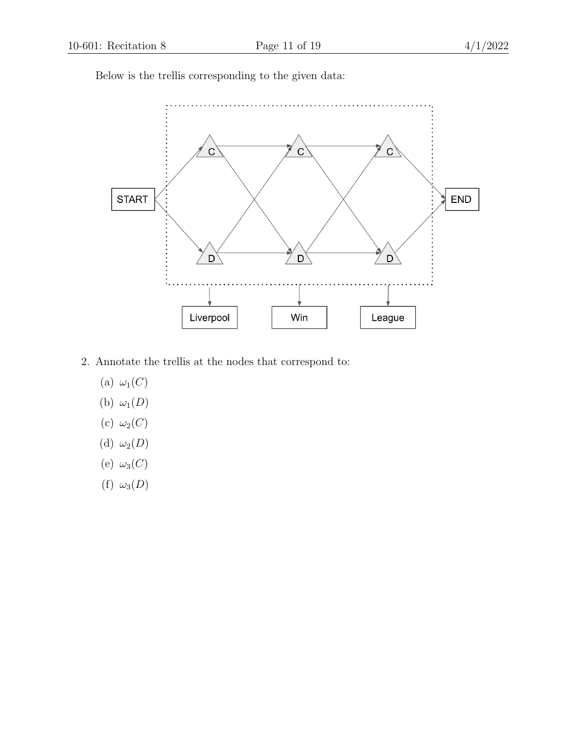Below is the trellis corresponding to the given data:

2. Annotate the trellis at the nodes that correspond to:

   (a) $\omega_1(C)$

   (b) $\omega_1(D)$

   (c) $\omega_2(C)$

   (d) $\omega_2(D)$

   (e) $\omega_3(C)$

   (f) $\omega_3(D)$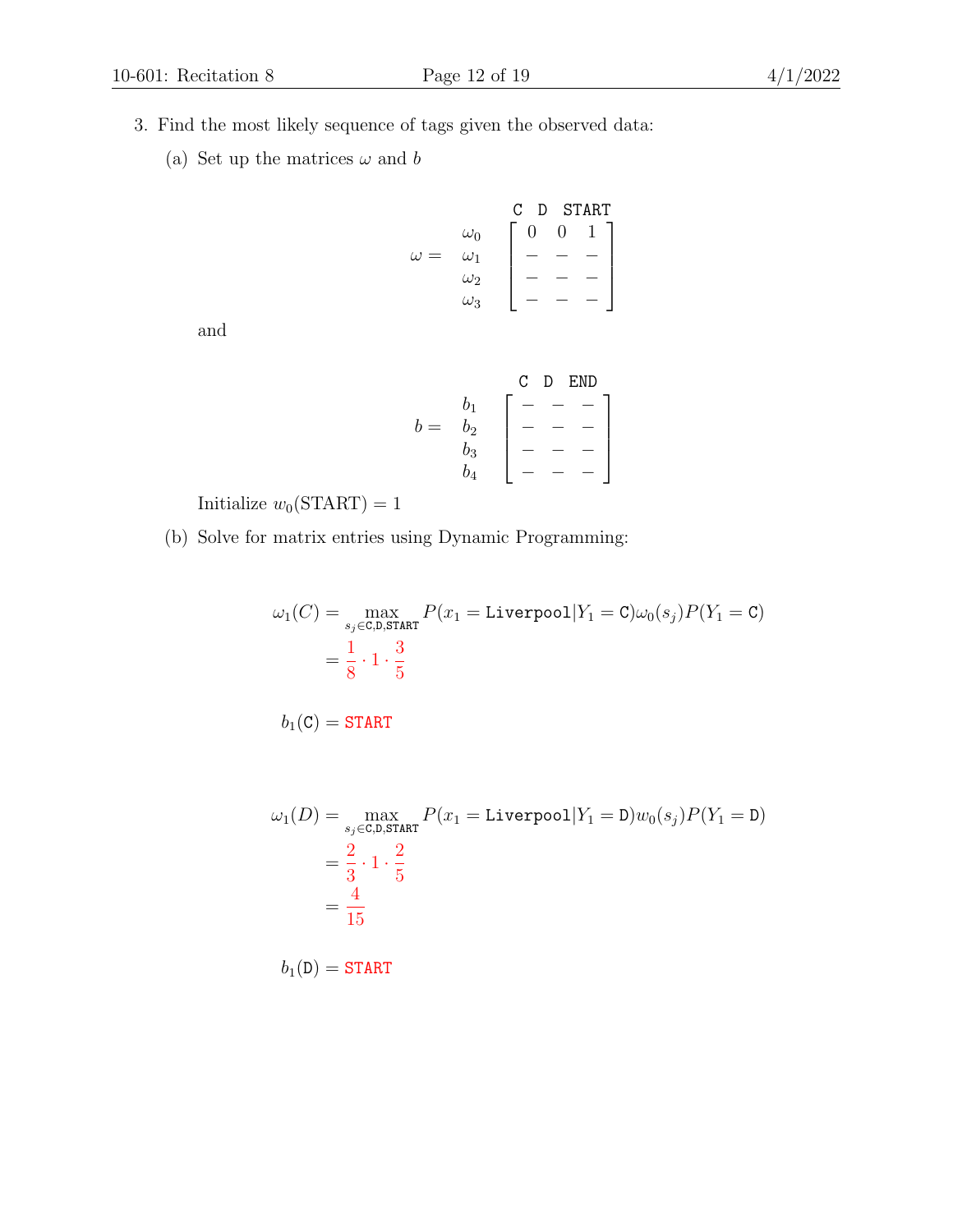3. Find the most likely sequence of tags given the observed data:

   (a) Set up the matrices $\omega$ and $b$

$$\omega = \begin{array}{c} \\ \omega_0 \\ \omega_1 \\ \omega_2 \\ \omega_3 \end{array} \begin{array}{c} \begin{array}{ccc} \texttt{C} & \texttt{D} & \texttt{START} \end{array} \\ \begin{bmatrix} 0 & 0 & 1 \\ - & - & - \\ - & - & - \\ - & - & - \end{bmatrix} \end{array}$$

   and

$$b = \begin{array}{c} \\ b_1 \\ b_2 \\ b_3 \\ b_4 \end{array} \begin{array}{c} \begin{array}{ccc} \texttt{C} & \texttt{D} & \texttt{END} \end{array} \\ \begin{bmatrix} - & - & - \\ - & - & - \\ - & - & - \\ - & - & - \end{bmatrix} \end{array}$$

   Initialize $w_0(\text{START}) = 1$

   (b) Solve for matrix entries using Dynamic Programming:

$$\omega_1(C) = \max_{s_j \in \texttt{C,D,START}} P(x_1 = \texttt{Liverpool} | Y_1 = \texttt{C}) \omega_0(s_j) P(Y_1 = \texttt{C})$$
$$= \frac{1}{8} \cdot 1 \cdot \frac{3}{5}$$

$$b_1(\texttt{C}) = \texttt{START}$$

$$\omega_1(D) = \max_{s_j \in \texttt{C,D,START}} P(x_1 = \texttt{Liverpool} | Y_1 = \texttt{D}) w_0(s_j) P(Y_1 = \texttt{D})$$
$$= \frac{2}{3} \cdot 1 \cdot \frac{2}{5}$$
$$= \frac{4}{15}$$

$$b_1(\texttt{D}) = \texttt{START}$$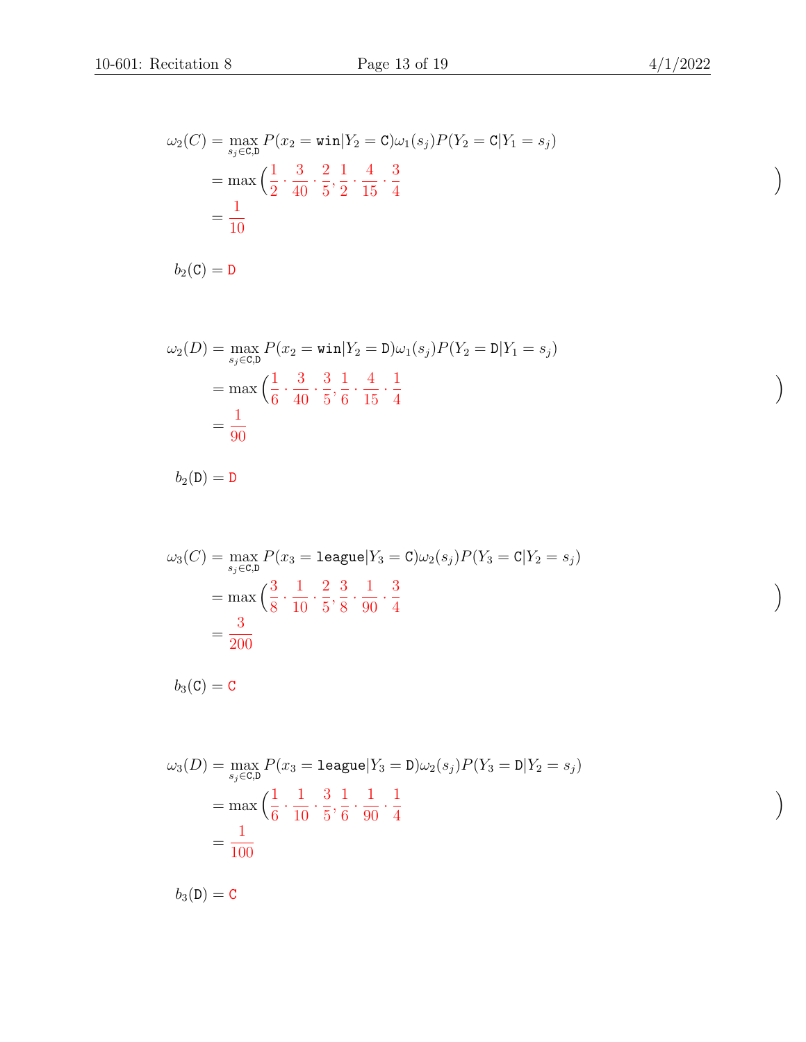$$
\begin{aligned}
\omega_2(C) &= \max_{s_j \in \texttt{C},\texttt{D}} P(x_2 = \texttt{win} | Y_2 = \texttt{C}) \omega_1(s_j) P(Y_2 = \texttt{C} | Y_1 = s_j) \\
&= \max \Big( \frac{1}{2} \cdot \frac{3}{40} \cdot \frac{2}{5}, \frac{1}{2} \cdot \frac{4}{15} \cdot \frac{3}{4} \Big) \\
&= \frac{1}{10}
\end{aligned}
$$

$b_2(\texttt{C}) = \texttt{D}$

$$
\begin{aligned}
\omega_2(D) &= \max_{s_j \in \texttt{C},\texttt{D}} P(x_2 = \texttt{win} | Y_2 = \texttt{D}) \omega_1(s_j) P(Y_2 = \texttt{D} | Y_1 = s_j) \\
&= \max \Big( \frac{1}{6} \cdot \frac{3}{40} \cdot \frac{3}{5}, \frac{1}{6} \cdot \frac{4}{15} \cdot \frac{1}{4} \Big) \\
&= \frac{1}{90}
\end{aligned}
$$

$b_2(\texttt{D}) = \texttt{D}$

$$
\begin{aligned}
\omega_3(C) &= \max_{s_j \in \texttt{C},\texttt{D}} P(x_3 = \texttt{league} | Y_3 = \texttt{C}) \omega_2(s_j) P(Y_3 = \texttt{C} | Y_2 = s_j) \\
&= \max \Big( \frac{3}{8} \cdot \frac{1}{10} \cdot \frac{2}{5}, \frac{3}{8} \cdot \frac{1}{90} \cdot \frac{3}{4} \Big) \\
&= \frac{3}{200}
\end{aligned}
$$

$b_3(\texttt{C}) = \texttt{C}$

$$
\begin{aligned}
\omega_3(D) &= \max_{s_j \in \texttt{C},\texttt{D}} P(x_3 = \texttt{league} | Y_3 = \texttt{D}) \omega_2(s_j) P(Y_3 = \texttt{D} | Y_2 = s_j) \\
&= \max \Big( \frac{1}{6} \cdot \frac{1}{10} \cdot \frac{3}{5}, \frac{1}{6} \cdot \frac{1}{90} \cdot \frac{1}{4} \Big) \\
&= \frac{1}{100}
\end{aligned}
$$

$b_3(\texttt{D}) = \texttt{C}$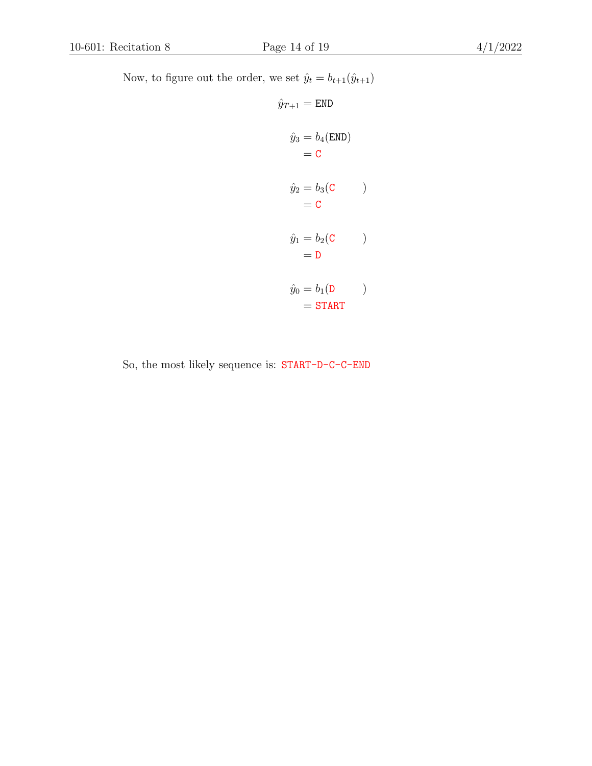Now, to figure out the order, we set $\hat{y}_t = b_{t+1}(\hat{y}_{t+1})$

$$\hat{y}_{T+1} = \texttt{END}$$

$$\begin{aligned}\hat{y}_3 &= b_4(\texttt{END}) \\ &= \texttt{C}\end{aligned}$$

$$\begin{aligned}\hat{y}_2 &= b_3(\texttt{C}) \\ &= \texttt{C}\end{aligned}$$

$$\begin{aligned}\hat{y}_1 &= b_2(\texttt{C}) \\ &= \texttt{D}\end{aligned}$$

$$\begin{aligned}\hat{y}_0 &= b_1(\texttt{D}) \\ &= \texttt{START}\end{aligned}$$

So, the most likely sequence is: `START-D-C-C-END`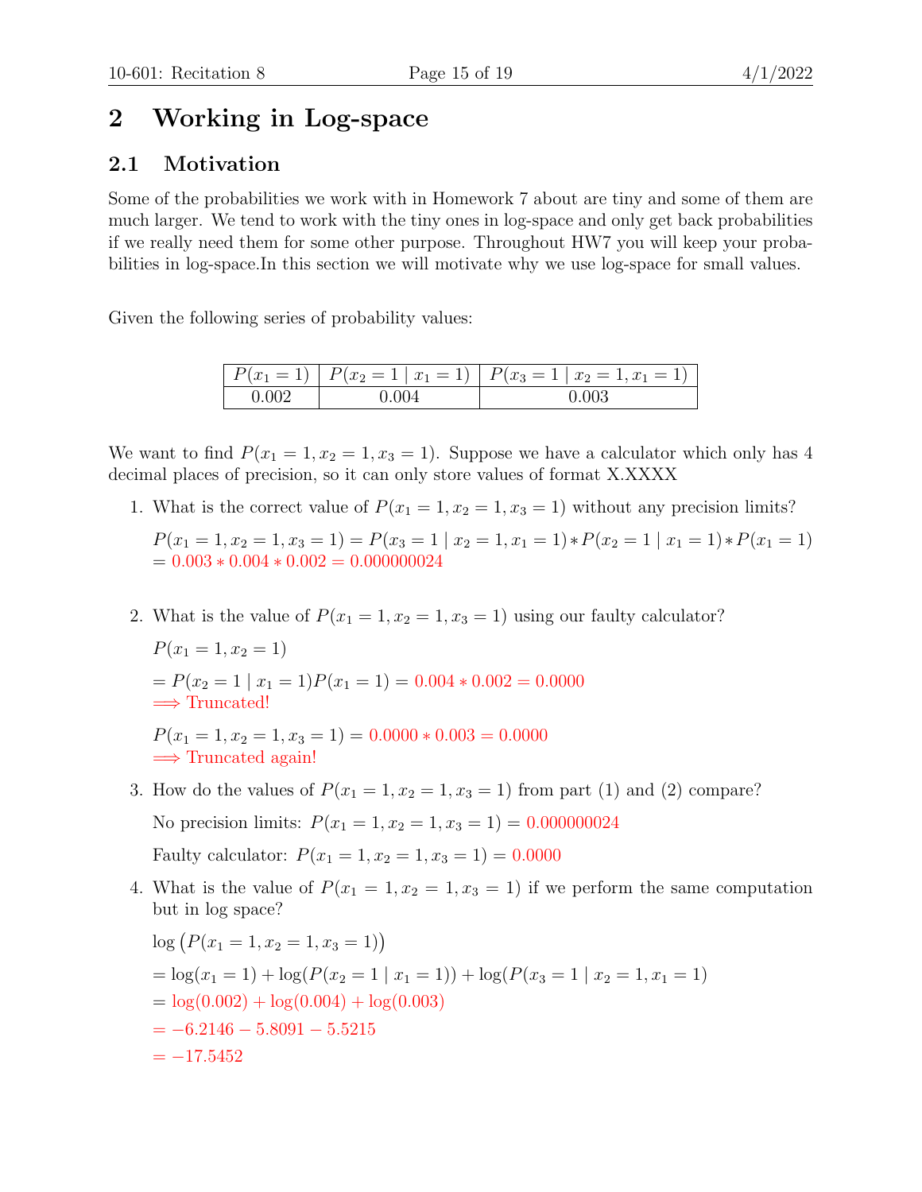## 2 Working in Log-space

### 2.1 Motivation

Some of the probabilities we work with in Homework 7 about are tiny and some of them are much larger. We tend to work with the tiny ones in log-space and only get back probabilities if we really need them for some other purpose. Throughout HW7 you will keep your probabilities in log-space.In this section we will motivate why we use log-space for small values.

Given the following series of probability values:

| $P(x_1 = 1)$ | $P(x_2 = 1 \mid x_1 = 1)$ | $P(x_3 = 1 \mid x_2 = 1, x_1 = 1)$ |
|---|---|---|
| 0.002 | 0.004 | 0.003 |

We want to find $P(x_1 = 1, x_2 = 1, x_3 = 1)$. Suppose we have a calculator which only has 4 decimal places of precision, so it can only store values of format X.XXXX

1. What is the correct value of $P(x_1 = 1, x_2 = 1, x_3 = 1)$ without any precision limits?

   $P(x_1 = 1, x_2 = 1, x_3 = 1) = P(x_3 = 1 \mid x_2 = 1, x_1 = 1) * P(x_2 = 1 \mid x_1 = 1) * P(x_1 = 1)$
   $= 0.003 * 0.004 * 0.002 = 0.000000024$

2. What is the value of $P(x_1 = 1, x_2 = 1, x_3 = 1)$ using our faulty calculator?

   $P(x_1 = 1, x_2 = 1)$

   $= P(x_2 = 1 \mid x_1 = 1)P(x_1 = 1) = 0.004 * 0.002 = 0.0000$
   $\Longrightarrow$ Truncated!

   $P(x_1 = 1, x_2 = 1, x_3 = 1) = 0.0000 * 0.003 = 0.0000$
   $\Longrightarrow$ Truncated again!

3. How do the values of $P(x_1 = 1, x_2 = 1, x_3 = 1)$ from part (1) and (2) compare?

   No precision limits: $P(x_1 = 1, x_2 = 1, x_3 = 1) = 0.000000024$

   Faulty calculator: $P(x_1 = 1, x_2 = 1, x_3 = 1) = 0.0000$

4. What is the value of $P(x_1 = 1, x_2 = 1, x_3 = 1)$ if we perform the same computation but in log space?

   $\log\big(P(x_1 = 1, x_2 = 1, x_3 = 1)\big)$

   $= \log(x_1 = 1) + \log(P(x_2 = 1 \mid x_1 = 1)) + \log(P(x_3 = 1 \mid x_2 = 1, x_1 = 1)$

   $= \log(0.002) + \log(0.004) + \log(0.003)$

   $= -6.2146 - 5.8091 - 5.5215$

   $= -17.5452$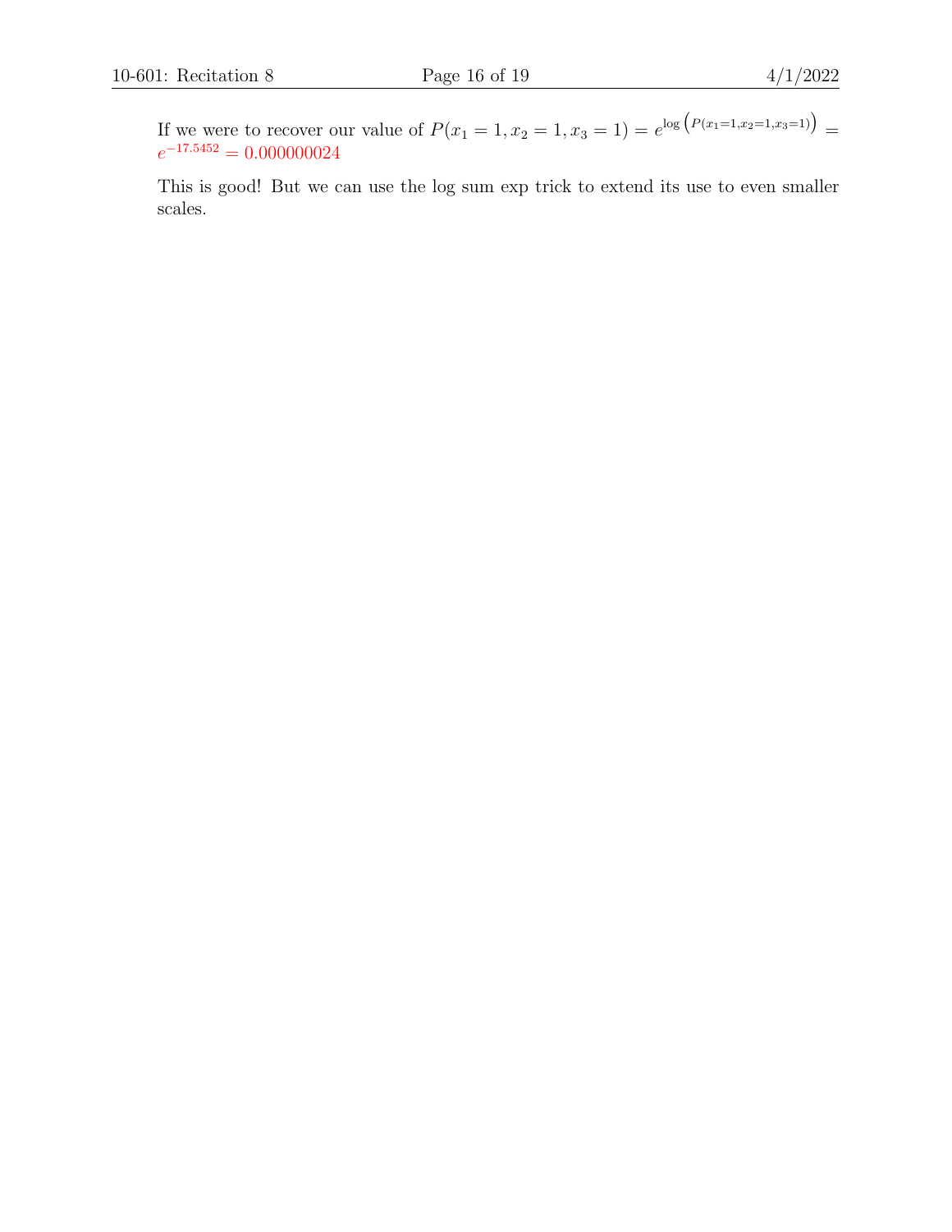If we were to recover our value of $P(x_1 = 1, x_2 = 1, x_3 = 1) = e^{\log\left(P(x_1=1,x_2=1,x_3=1)\right)} = e^{-17.5452} = 0.000000024$

This is good! But we can use the log sum exp trick to extend its use to even smaller scales.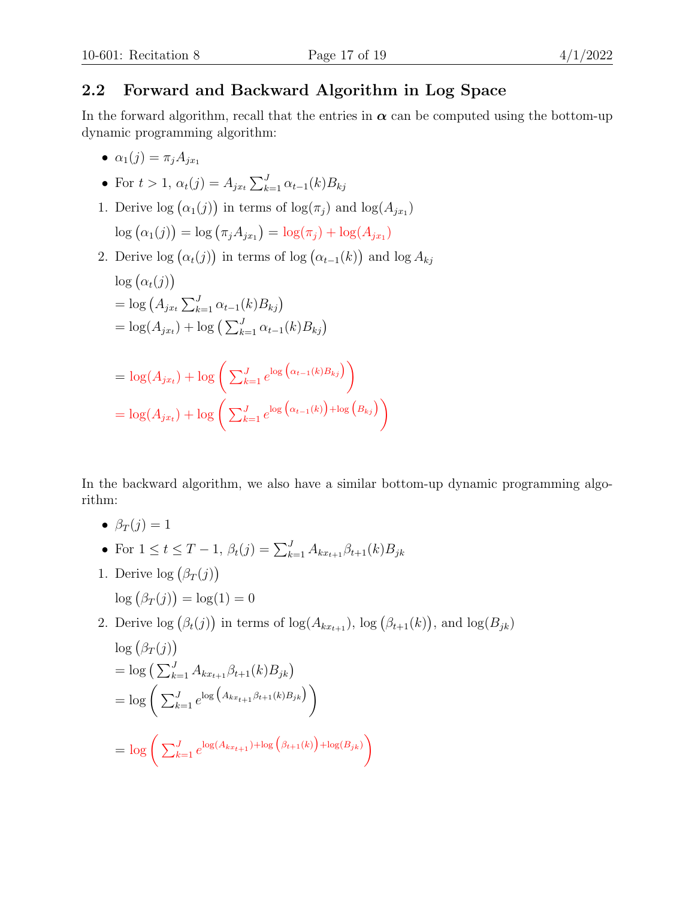## 2.2 Forward and Backward Algorithm in Log Space

In the forward algorithm, recall that the entries in $\boldsymbol{\alpha}$ can be computed using the bottom-up dynamic programming algorithm:

- $\alpha_1(j) = \pi_j A_{jx_1}$
- For $t > 1$, $\alpha_t(j) = A_{jx_t} \sum_{k=1}^{J} \alpha_{t-1}(k) B_{kj}$

1. Derive $\log\big(\alpha_1(j)\big)$ in terms of $\log(\pi_j)$ and $\log(A_{jx_1})$

   $\log\big(\alpha_1(j)\big) = \log\big(\pi_j A_{jx_1}\big) = \log(\pi_j) + \log(A_{jx_1})$

2. Derive $\log\big(\alpha_t(j)\big)$ in terms of $\log\big(\alpha_{t-1}(k)\big)$ and $\log A_{kj}$

   $\log\big(\alpha_t(j)\big)$
   $= \log\big(A_{jx_t} \sum_{k=1}^{J} \alpha_{t-1}(k) B_{kj}\big)$
   $= \log(A_{jx_t}) + \log\big(\sum_{k=1}^{J} \alpha_{t-1}(k) B_{kj}\big)$

   $= \log(A_{jx_t}) + \log\Bigg(\sum_{k=1}^{J} e^{\log\big(\alpha_{t-1}(k) B_{kj}\big)}\Bigg)$

   $= \log(A_{jx_t}) + \log\Bigg(\sum_{k=1}^{J} e^{\log\big(\alpha_{t-1}(k)\big) + \log\big(B_{kj}\big)}\Bigg)$

In the backward algorithm, we also have a similar bottom-up dynamic programming algorithm:

- $\beta_T(j) = 1$
- For $1 \leq t \leq T-1$, $\beta_t(j) = \sum_{k=1}^{J} A_{kx_{t+1}} \beta_{t+1}(k) B_{jk}$

1. Derive $\log\big(\beta_T(j)\big)$

   $\log\big(\beta_T(j)\big) = \log(1) = 0$

2. Derive $\log\big(\beta_t(j)\big)$ in terms of $\log(A_{kx_{t+1}})$, $\log\big(\beta_{t+1}(k)\big)$, and $\log(B_{jk})$

   $\log\big(\beta_T(j)\big)$
   $= \log\big(\sum_{k=1}^{J} A_{kx_{t+1}} \beta_{t+1}(k) B_{jk}\big)$
   $= \log\Bigg(\sum_{k=1}^{J} e^{\log\big(A_{kx_{t+1}} \beta_{t+1}(k) B_{jk}\big)}\Bigg)$

   $= \log\Bigg(\sum_{k=1}^{J} e^{\log(A_{kx_{t+1}}) + \log\big(\beta_{t+1}(k)\big) + \log(B_{jk})}\Bigg)$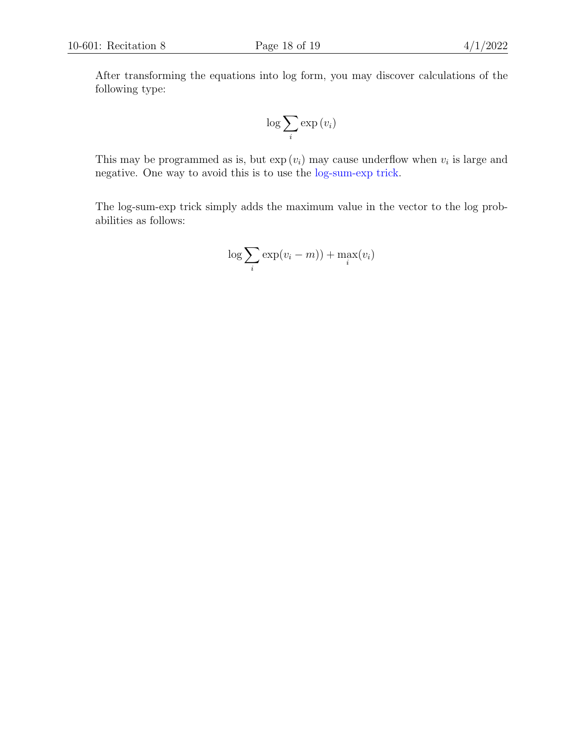After transforming the equations into log form, you may discover calculations of the following type:

$$\log \sum_i \exp(v_i)$$

This may be programmed as is, but $\exp(v_i)$ may cause underflow when $v_i$ is large and negative. One way to avoid this is to use the log-sum-exp trick.

The log-sum-exp trick simply adds the maximum value in the vector to the log probabilities as follows:

$$\log \sum_i \exp(v_i - m)) + \max_i(v_i)$$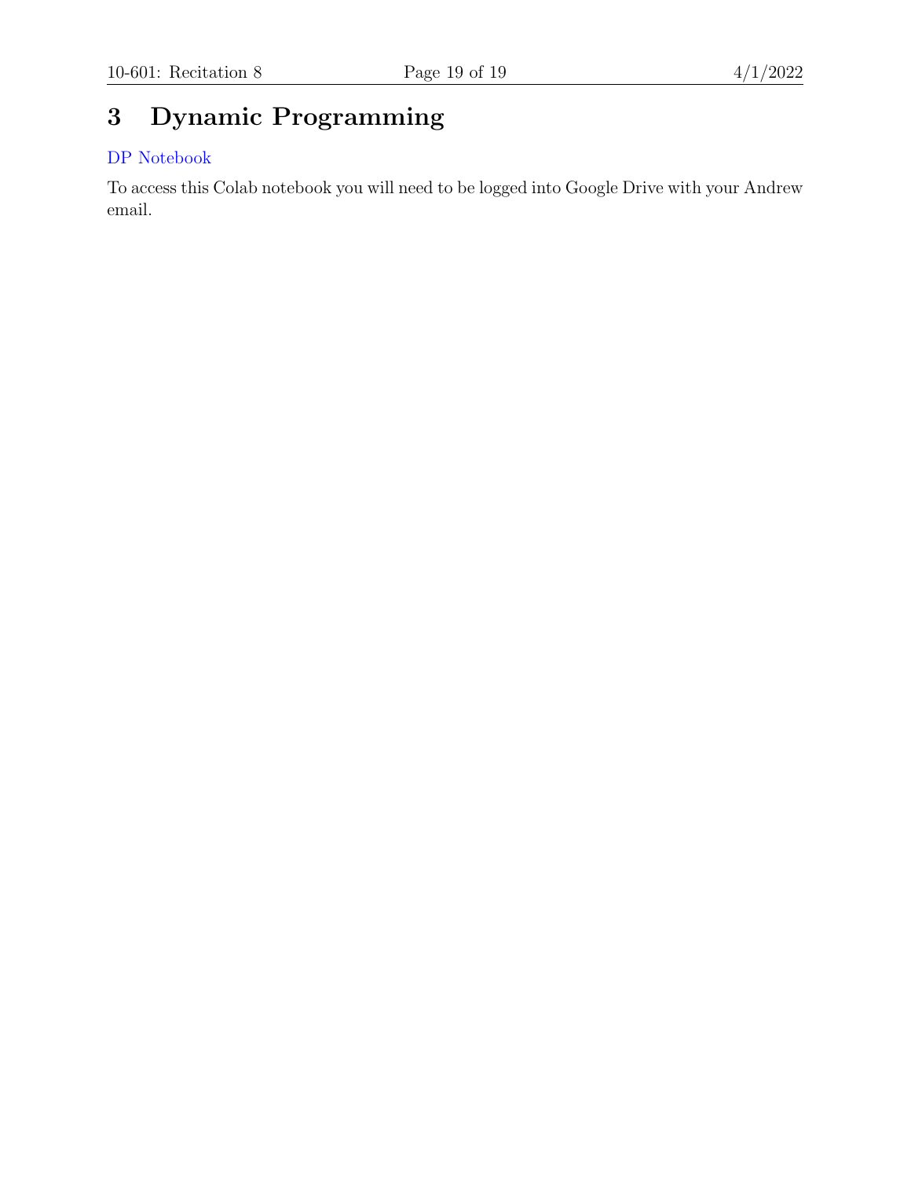# 3 Dynamic Programming

DP Notebook

To access this Colab notebook you will need to be logged into Google Drive with your Andrew email.